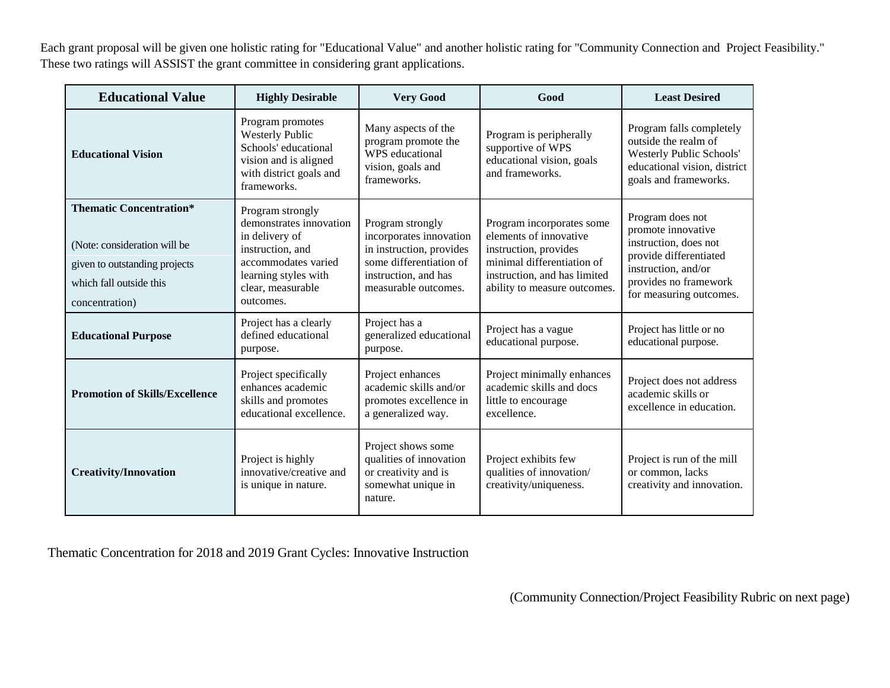Each grant proposal will be given one holistic rating for "Educational Value" and another holistic rating for "Community Connection and Project Feasibility." These two ratings will ASSIST the grant committee in considering grant applications.

| Educational Value | Highly Desirable | Very Good | Good | Least Desired |
|---|---|---|---|---|
| **Educational Vision** | Program promotes Westerly Public Schools' educational vision and is aligned with district goals and frameworks. | Many aspects of the program promote the WPS educational vision, goals and frameworks. | Program is peripherally supportive of WPS educational vision, goals and frameworks. | Program falls completely outside the realm of Westerly Public Schools' educational vision, district goals and frameworks. |
| **Thematic Concentration*** (Note: consideration will be given to outstanding projects which fall outside this concentration) | Program strongly demonstrates innovation in delivery of instruction, and accommodates varied learning styles with clear, measurable outcomes. | Program strongly incorporates innovation in instruction, provides some differentiation of instruction, and has measurable outcomes. | Program incorporates some elements of innovative instruction, provides minimal differentiation of instruction, and has limited ability to measure outcomes. | Program does not promote innovative instruction, does not provide differentiated instruction, and/or provides no framework for measuring outcomes. |
| **Educational Purpose** | Project has a clearly defined educational purpose. | Project has a generalized educational purpose. | Project has a vague educational purpose. | Project has little or no educational purpose. |
| **Promotion of Skills/Excellence** | Project specifically enhances academic skills and promotes educational excellence. | Project enhances academic skills and/or promotes excellence in a generalized way. | Project minimally enhances academic skills and docs little to encourage excellence. | Project does not address academic skills or excellence in education. |
| **Creativity/Innovation** | Project is highly innovative/creative and is unique in nature. | Project shows some qualities of innovation or creativity and is somewhat unique in nature. | Project exhibits few qualities of innovation/ creativity/uniqueness. | Project is run of the mill or common, lacks creativity and innovation. |

Thematic Concentration for 2018 and 2019 Grant Cycles: Innovative Instruction

(Community Connection/Project Feasibility Rubric on next page)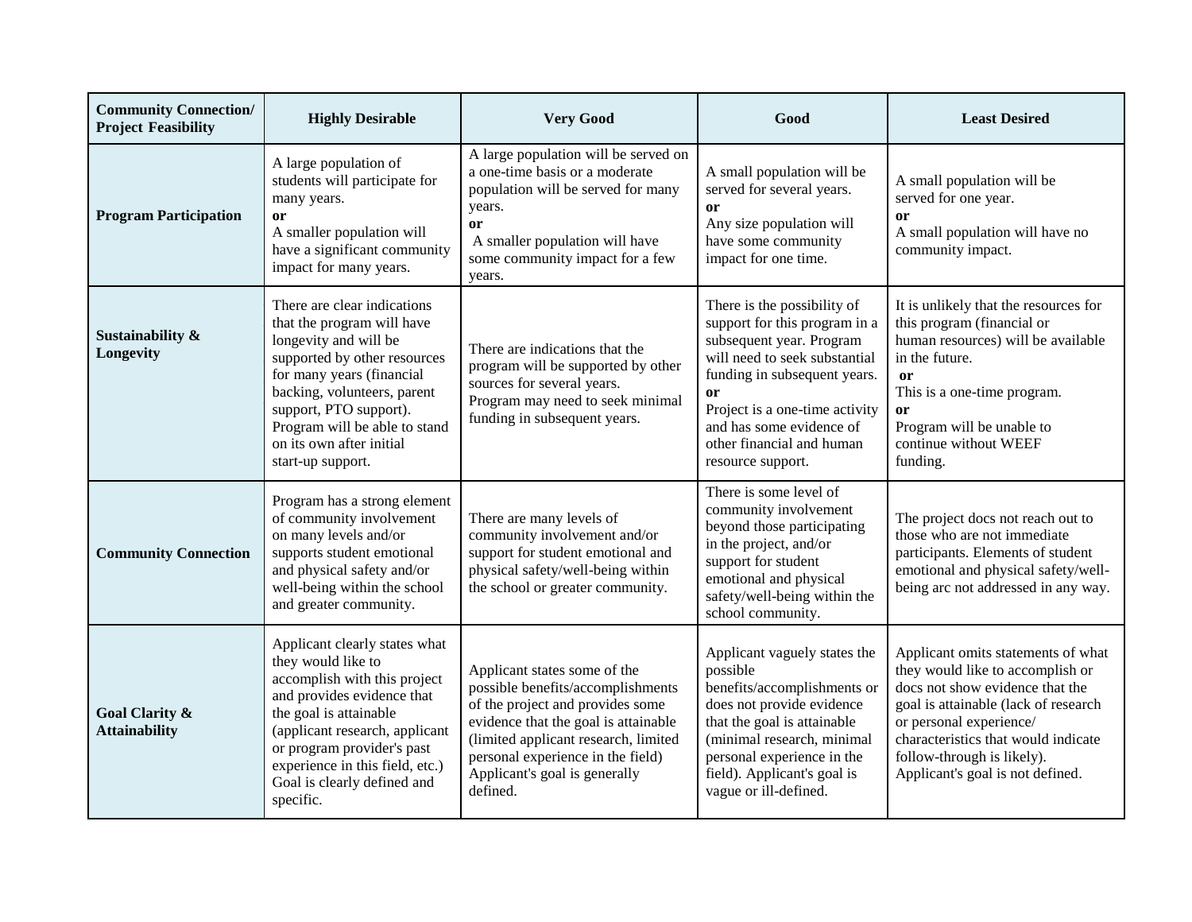| Community Connection/ Project Feasibility | Highly Desirable | Very Good | Good | Least Desired |
|---|---|---|---|---|
| **Program Participation** | A large population of students will participate for many years. **or** A smaller population will have a significant community impact for many years. | A large population will be served on a one-time basis or a moderate population will be served for many years. **or** A smaller population will have some community impact for a few years. | A small population will be served for several years. **or** Any size population will have some community impact for one time. | A small population will be served for one year. **or** A small population will have no community impact. |
| **Sustainability & Longevity** | There are clear indications that the program will have longevity and will be supported by other resources for many years (financial backing, volunteers, parent support, PTO support). Program will be able to stand on its own after initial start-up support. | There are indications that the program will be supported by other sources for several years. Program may need to seek minimal funding in subsequent years. | There is the possibility of support for this program in a subsequent year. Program will need to seek substantial funding in subsequent years. **or** Project is a one-time activity and has some evidence of other financial and human resource support. | It is unlikely that the resources for this program (financial or human resources) will be available in the future. **or** This is a one-time program. **or** Program will be unable to continue without WEEF funding. |
| **Community Connection** | Program has a strong element of community involvement on many levels and/or supports student emotional and physical safety and/or well-being within the school and greater community. | There are many levels of community involvement and/or support for student emotional and physical safety/well-being within the school or greater community. | There is some level of community involvement beyond those participating in the project, and/or support for student emotional and physical safety/well-being within the school community. | The project docs not reach out to those who are not immediate participants. Elements of student emotional and physical safety/well-being arc not addressed in any way. |
| **Goal Clarity & Attainability** | Applicant clearly states what they would like to accomplish with this project and provides evidence that the goal is attainable (applicant research, applicant or program provider's past experience in this field, etc.) Goal is clearly defined and specific. | Applicant states some of the possible benefits/accomplishments of the project and provides some evidence that the goal is attainable (limited applicant research, limited personal experience in the field) Applicant's goal is generally defined. | Applicant vaguely states the possible benefits/accomplishments or does not provide evidence that the goal is attainable (minimal research, minimal personal experience in the field). Applicant's goal is vague or ill-defined. | Applicant omits statements of what they would like to accomplish or docs not show evidence that the goal is attainable (lack of research or personal experience/ characteristics that would indicate follow-through is likely). Applicant's goal is not defined. |